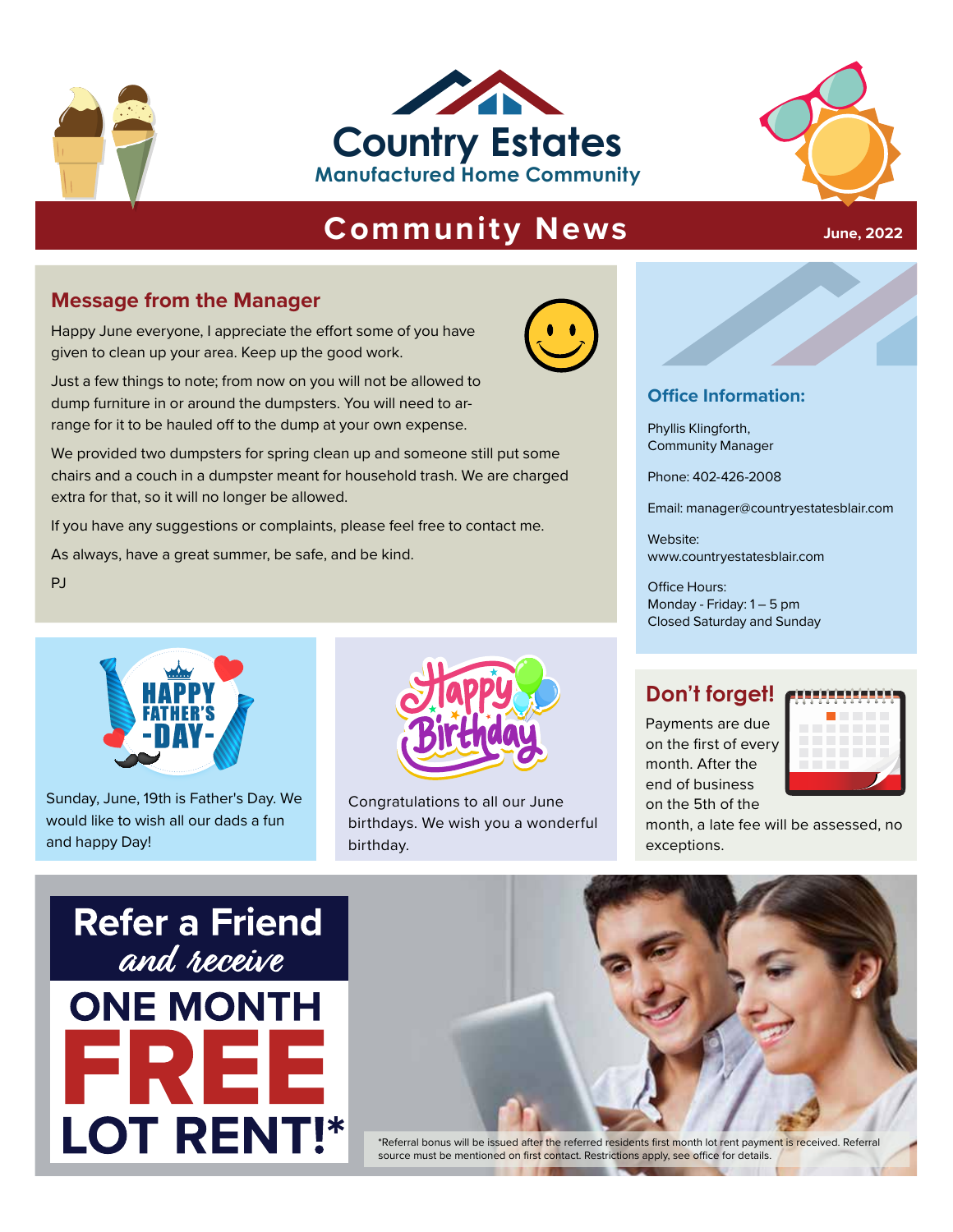# Country Estates

**Manufactured Home Community**

## Community News

June, 2022

### Message from the Manager

Happy June everyone, I appreciate the effort some of you have given to clean up your area. Keep up the good work.

Just a few things to note; from now on you will not be allowed to dump furniture in or around the dumpsters. You will need to arrange for it to be hauled off to the dump at your own expense.

We provided two dumpsters for spring clean up and someone still put some chairs and a couch in a dumpster meant for household trash. We are charged extra for that, so it will no longer be allowed.

If you have any suggestions or complaints, please feel free to contact me.

As always, have a great summer, be safe, and be kind.

PJ

### Office Information:

Phyllis Klingforth,
Community Manager

Phone: 402-426-2008

Email: manager@countryestatesblair.com

Website:
www.countryestatesblair.com

Office Hours:
Monday - Friday: 1 – 5 pm
Closed Saturday and Sunday

### HAPPY FATHER'S -DAY-

Sunday, June, 19th is Father's Day. We would like to wish all our dads a fun and happy Day!

### Happy Birthday

Congratulations to all our June birthdays. We wish you a wonderful birthday.

### Don't forget!

Payments are due on the first of every month. After the end of business on the 5th of the month, a late fee will be assessed, no exceptions.

## Refer a Friend *and receive* ONE MONTH FREE LOT RENT!*

*Referral bonus will be issued after the referred residents first month lot rent payment is received. Referral source must be mentioned on first contact. Restrictions apply, see office for details.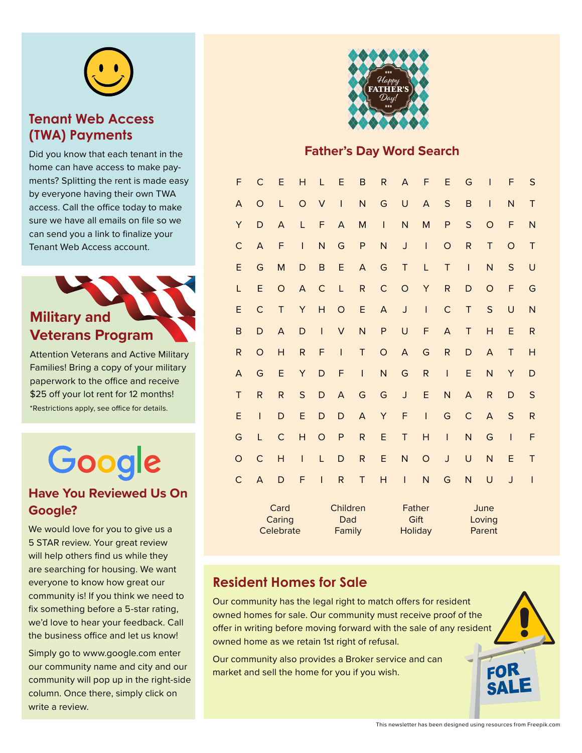## Tenant Web Access (TWA) Payments

Did you know that each tenant in the home can have access to make payments? Splitting the rent is made easy by everyone having their own TWA access. Call the office today to make sure we have all emails on file so we can send you a link to finalize your Tenant Web Access account.

## Military and Veterans Program

Attention Veterans and Active Military Families! Bring a copy of your military paperwork to the office and receive $25 off your lot rent for 12 months!

*Restrictions apply, see office for details.

## Have You Reviewed Us On Google?

We would love for you to give us a 5 STAR review. Your great review will help others find us while they are searching for housing. We want everyone to know how great our community is! If you think we need to fix something before a 5-star rating, we'd love to hear your feedback. Call the business office and let us know!

Simply go to www.google.com enter our community name and city and our community will pop up in the right-side column. Once there, simply click on write a review.

## Father's Day Word Search

| | | | | | | | | | | | | | | |
|---|---|---|---|---|---|---|---|---|---|---|---|---|---|---|
| F | C | E | H | L | E | B | R | A | F | E | G | I | F | S |
| A | O | L | O | V | I | N | G | U | A | S | B | I | N | T |
| Y | D | A | L | F | A | M | I | N | M | P | S | O | F | N |
| C | A | F | I | N | G | P | N | J | I | O | R | T | O | T |
| E | G | M | D | B | E | A | G | T | L | T | I | N | S | U |
| L | E | O | A | C | L | R | C | O | Y | R | D | O | F | G |
| E | C | T | Y | H | O | E | A | J | I | C | T | S | U | N |
| B | D | A | D | I | V | N | P | U | F | A | T | H | E | R |
| R | O | H | R | F | I | T | O | A | G | R | D | A | T | H |
| A | G | E | Y | D | F | I | N | G | R | I | E | N | Y | D |
| T | R | R | S | D | A | G | G | J | E | N | A | R | D | S |
| E | I | D | E | D | D | A | Y | F | I | G | C | A | S | R |
| G | L | C | H | O | P | R | E | T | H | I | N | G | I | F |
| O | C | H | I | L | D | R | E | N | O | J | U | N | E | T |
| C | A | D | F | I | R | T | H | I | N | G | N | U | J | I |

Card
Caring
Celebrate

Children
Dad
Family

Father
Gift
Holiday

June
Loving
Parent

## Resident Homes for Sale

Our community has the legal right to match offers for resident owned homes for sale. Our community must receive proof of the offer in writing before moving forward with the sale of any resident owned home as we retain 1st right of refusal.

Our community also provides a Broker service and can market and sell the home for you if you wish.

This newsletter has been designed using resources from Freepik.com